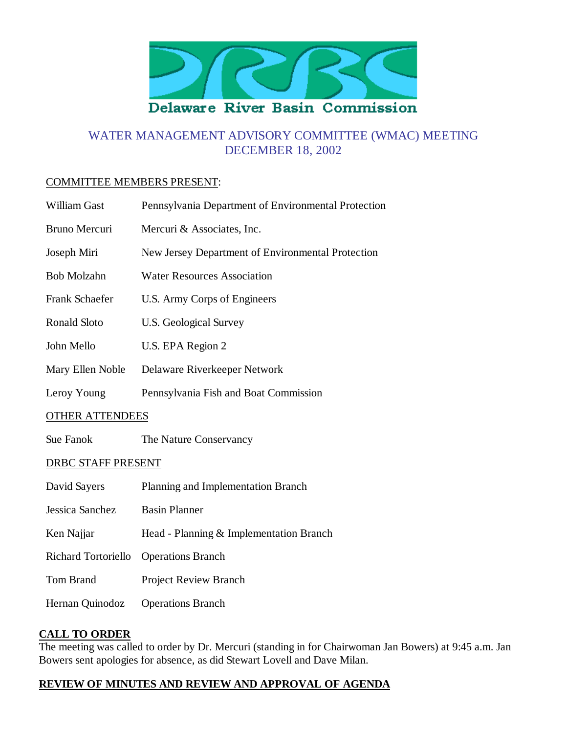Delaware River Basin Commission

# WATER MANAGEMENT ADVISORY COMMITTEE (WMAC) MEETING DECEMBER 18, 2002

COMMITTEE MEMBERS PRESENT:

| | |
|---|---|
| William Gast | Pennsylvania Department of Environmental Protection |
| Bruno Mercuri | Mercuri & Associates, Inc. |
| Joseph Miri | New Jersey Department of Environmental Protection |
| Bob Molzahn | Water Resources Association |
| Frank Schaefer | U.S. Army Corps of Engineers |
| Ronald Sloto | U.S. Geological Survey |
| John Mello | U.S. EPA Region 2 |
| Mary Ellen Noble | Delaware Riverkeeper Network |
| Leroy Young | Pennsylvania Fish and Boat Commission |

OTHER ATTENDEES

| | |
|---|---|
| Sue Fanok | The Nature Conservancy |

DRBC STAFF PRESENT

| | |
|---|---|
| David Sayers | Planning and Implementation Branch |
| Jessica Sanchez | Basin Planner |
| Ken Najjar | Head - Planning & Implementation Branch |
| Richard Tortoriello | Operations Branch |
| Tom Brand | Project Review Branch |
| Hernan Quinodoz | Operations Branch |

## CALL TO ORDER

The meeting was called to order by Dr. Mercuri (standing in for Chairwoman Jan Bowers) at 9:45 a.m. Jan Bowers sent apologies for absence, as did Stewart Lovell and Dave Milan.

## REVIEW OF MINUTES AND REVIEW AND APPROVAL OF AGENDA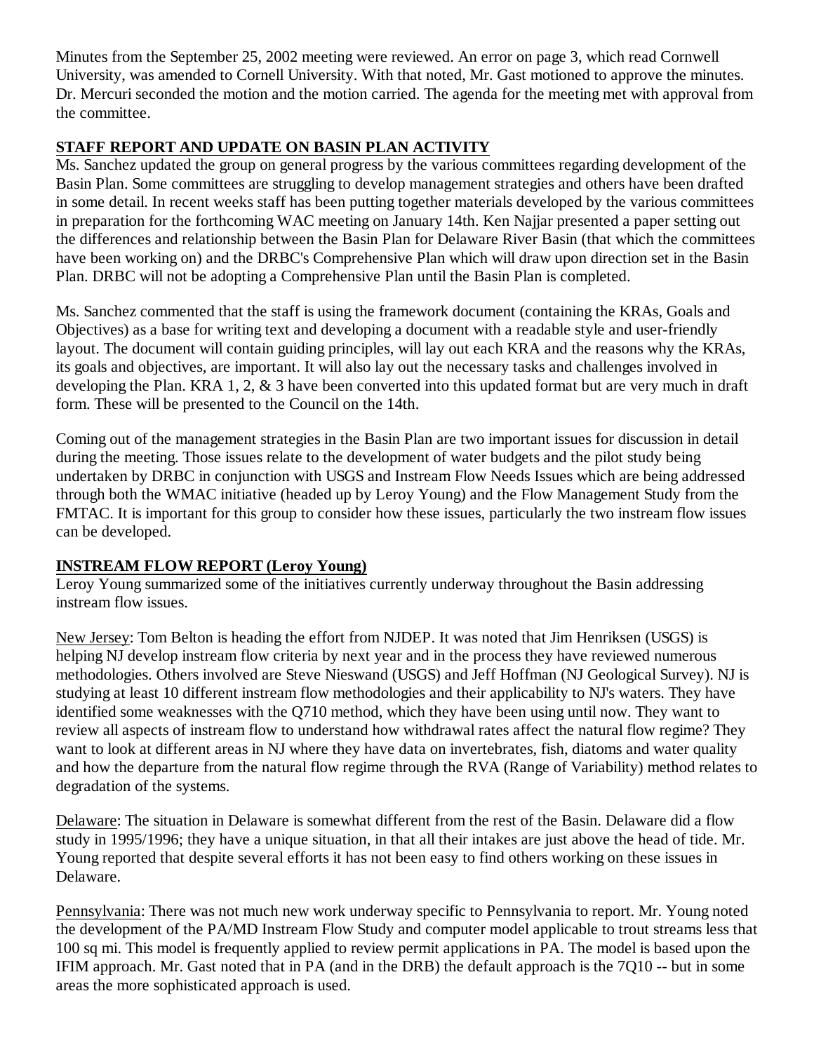Minutes from the September 25, 2002 meeting were reviewed. An error on page 3, which read Cornwell University, was amended to Cornell University. With that noted, Mr. Gast motioned to approve the minutes. Dr. Mercuri seconded the motion and the motion carried. The agenda for the meeting met with approval from the committee.

## STAFF REPORT AND UPDATE ON BASIN PLAN ACTIVITY

Ms. Sanchez updated the group on general progress by the various committees regarding development of the Basin Plan. Some committees are struggling to develop management strategies and others have been drafted in some detail. In recent weeks staff has been putting together materials developed by the various committees in preparation for the forthcoming WAC meeting on January 14th. Ken Najjar presented a paper setting out the differences and relationship between the Basin Plan for Delaware River Basin (that which the committees have been working on) and the DRBC's Comprehensive Plan which will draw upon direction set in the Basin Plan. DRBC will not be adopting a Comprehensive Plan until the Basin Plan is completed.

Ms. Sanchez commented that the staff is using the framework document (containing the KRAs, Goals and Objectives) as a base for writing text and developing a document with a readable style and user-friendly layout. The document will contain guiding principles, will lay out each KRA and the reasons why the KRAs, its goals and objectives, are important. It will also lay out the necessary tasks and challenges involved in developing the Plan. KRA 1, 2, & 3 have been converted into this updated format but are very much in draft form. These will be presented to the Council on the 14th.

Coming out of the management strategies in the Basin Plan are two important issues for discussion in detail during the meeting. Those issues relate to the development of water budgets and the pilot study being undertaken by DRBC in conjunction with USGS and Instream Flow Needs Issues which are being addressed through both the WMAC initiative (headed up by Leroy Young) and the Flow Management Study from the FMTAC. It is important for this group to consider how these issues, particularly the two instream flow issues can be developed.

## INSTREAM FLOW REPORT (Leroy Young)

Leroy Young summarized some of the initiatives currently underway throughout the Basin addressing instream flow issues.

New Jersey: Tom Belton is heading the effort from NJDEP. It was noted that Jim Henriksen (USGS) is helping NJ develop instream flow criteria by next year and in the process they have reviewed numerous methodologies. Others involved are Steve Nieswand (USGS) and Jeff Hoffman (NJ Geological Survey). NJ is studying at least 10 different instream flow methodologies and their applicability to NJ's waters. They have identified some weaknesses with the Q710 method, which they have been using until now. They want to review all aspects of instream flow to understand how withdrawal rates affect the natural flow regime? They want to look at different areas in NJ where they have data on invertebrates, fish, diatoms and water quality and how the departure from the natural flow regime through the RVA (Range of Variability) method relates to degradation of the systems.

Delaware: The situation in Delaware is somewhat different from the rest of the Basin. Delaware did a flow study in 1995/1996; they have a unique situation, in that all their intakes are just above the head of tide. Mr. Young reported that despite several efforts it has not been easy to find others working on these issues in Delaware.

Pennsylvania: There was not much new work underway specific to Pennsylvania to report. Mr. Young noted the development of the PA/MD Instream Flow Study and computer model applicable to trout streams less that 100 sq mi. This model is frequently applied to review permit applications in PA. The model is based upon the IFIM approach. Mr. Gast noted that in PA (and in the DRB) the default approach is the 7Q10 -- but in some areas the more sophisticated approach is used.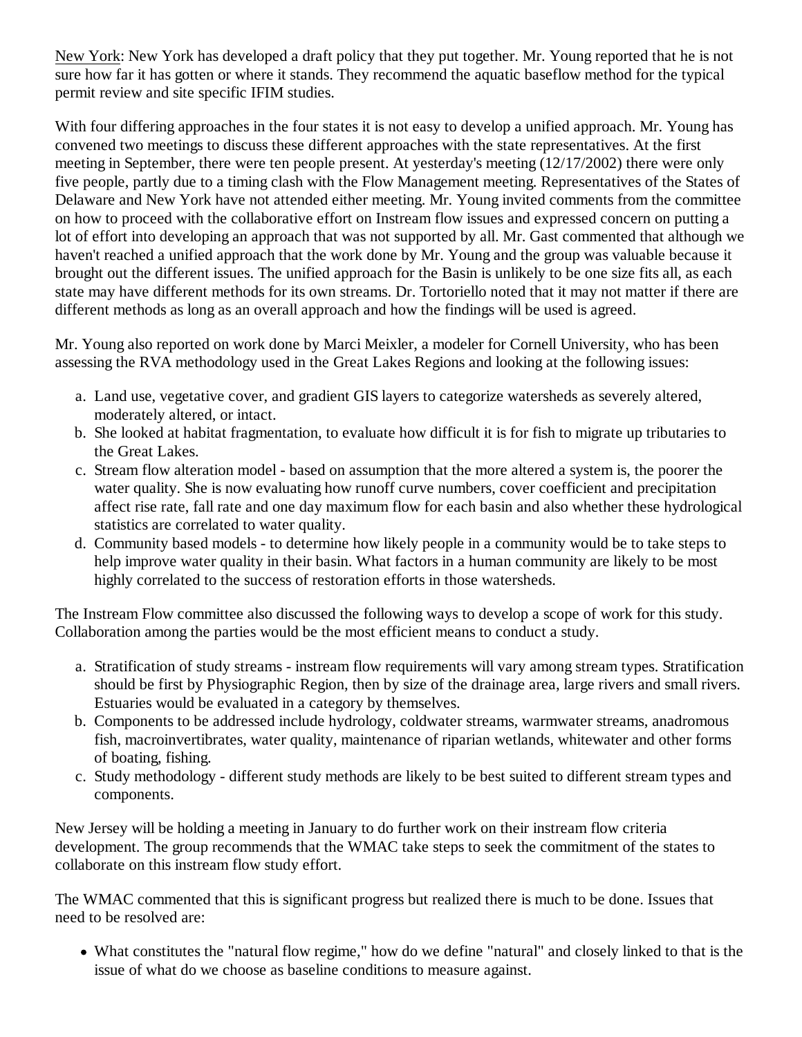<u>New York</u>: New York has developed a draft policy that they put together. Mr. Young reported that he is not sure how far it has gotten or where it stands. They recommend the aquatic baseflow method for the typical permit review and site specific IFIM studies.

With four differing approaches in the four states it is not easy to develop a unified approach. Mr. Young has convened two meetings to discuss these different approaches with the state representatives. At the first meeting in September, there were ten people present. At yesterday's meeting (12/17/2002) there were only five people, partly due to a timing clash with the Flow Management meeting. Representatives of the States of Delaware and New York have not attended either meeting. Mr. Young invited comments from the committee on how to proceed with the collaborative effort on Instream flow issues and expressed concern on putting a lot of effort into developing an approach that was not supported by all. Mr. Gast commented that although we haven't reached a unified approach that the work done by Mr. Young and the group was valuable because it brought out the different issues. The unified approach for the Basin is unlikely to be one size fits all, as each state may have different methods for its own streams. Dr. Tortoriello noted that it may not matter if there are different methods as long as an overall approach and how the findings will be used is agreed.

Mr. Young also reported on work done by Marci Meixler, a modeler for Cornell University, who has been assessing the RVA methodology used in the Great Lakes Regions and looking at the following issues:

a. Land use, vegetative cover, and gradient GIS layers to categorize watersheds as severely altered, moderately altered, or intact.
b. She looked at habitat fragmentation, to evaluate how difficult it is for fish to migrate up tributaries to the Great Lakes.
c. Stream flow alteration model - based on assumption that the more altered a system is, the poorer the water quality. She is now evaluating how runoff curve numbers, cover coefficient and precipitation affect rise rate, fall rate and one day maximum flow for each basin and also whether these hydrological statistics are correlated to water quality.
d. Community based models - to determine how likely people in a community would be to take steps to help improve water quality in their basin. What factors in a human community are likely to be most highly correlated to the success of restoration efforts in those watersheds.

The Instream Flow committee also discussed the following ways to develop a scope of work for this study. Collaboration among the parties would be the most efficient means to conduct a study.

a. Stratification of study streams - instream flow requirements will vary among stream types. Stratification should be first by Physiographic Region, then by size of the drainage area, large rivers and small rivers. Estuaries would be evaluated in a category by themselves.
b. Components to be addressed include hydrology, coldwater streams, warmwater streams, anadromous fish, macroinvertibrates, water quality, maintenance of riparian wetlands, whitewater and other forms of boating, fishing.
c. Study methodology - different study methods are likely to be best suited to different stream types and components.

New Jersey will be holding a meeting in January to do further work on their instream flow criteria development. The group recommends that the WMAC take steps to seek the commitment of the states to collaborate on this instream flow study effort.

The WMAC commented that this is significant progress but realized there is much to be done. Issues that need to be resolved are:

- What constitutes the "natural flow regime," how do we define "natural" and closely linked to that is the issue of what do we choose as baseline conditions to measure against.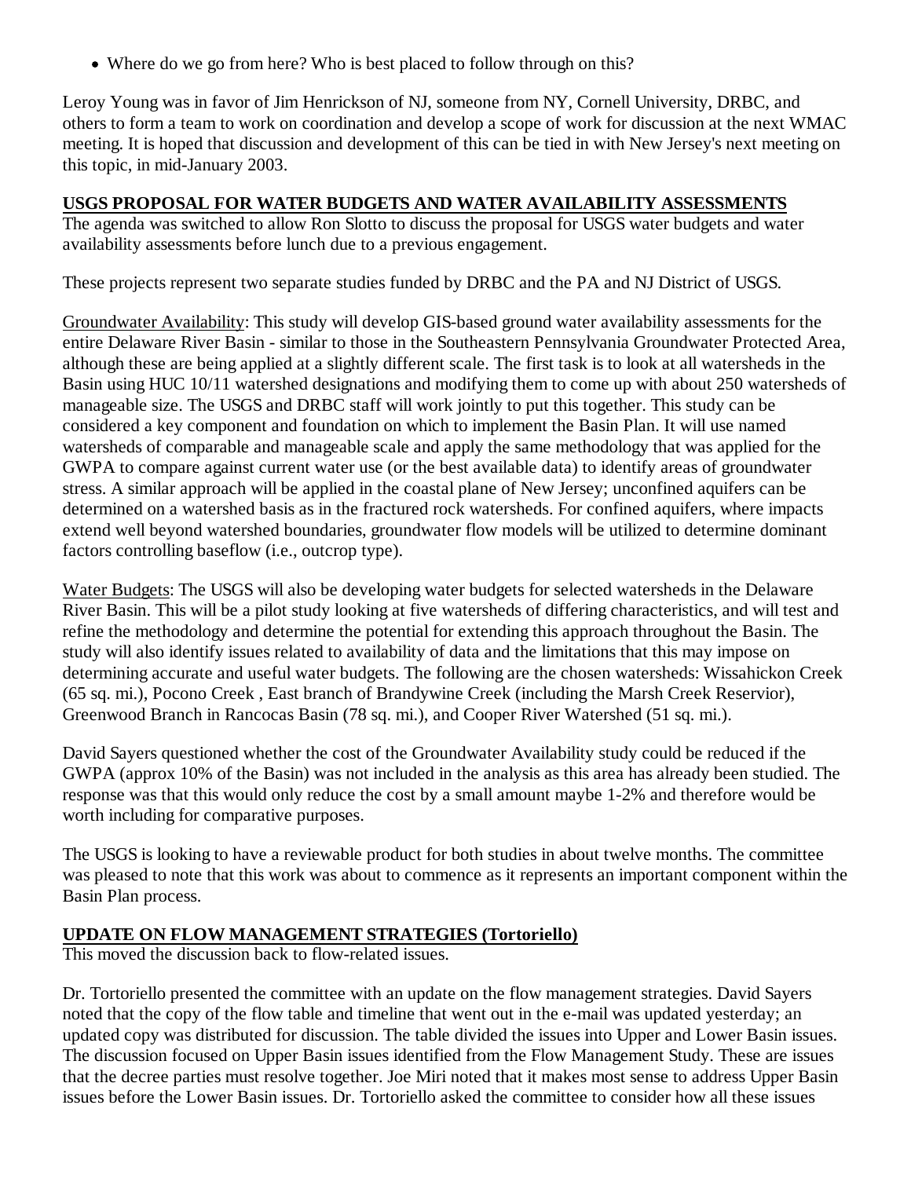- Where do we go from here? Who is best placed to follow through on this?

Leroy Young was in favor of Jim Henrickson of NJ, someone from NY, Cornell University, DRBC, and others to form a team to work on coordination and develop a scope of work for discussion at the next WMAC meeting. It is hoped that discussion and development of this can be tied in with New Jersey's next meeting on this topic, in mid-January 2003.

## USGS PROPOSAL FOR WATER BUDGETS AND WATER AVAILABILITY ASSESSMENTS

The agenda was switched to allow Ron Slotto to discuss the proposal for USGS water budgets and water availability assessments before lunch due to a previous engagement.

These projects represent two separate studies funded by DRBC and the PA and NJ District of USGS.

Groundwater Availability: This study will develop GIS-based ground water availability assessments for the entire Delaware River Basin - similar to those in the Southeastern Pennsylvania Groundwater Protected Area, although these are being applied at a slightly different scale. The first task is to look at all watersheds in the Basin using HUC 10/11 watershed designations and modifying them to come up with about 250 watersheds of manageable size. The USGS and DRBC staff will work jointly to put this together. This study can be considered a key component and foundation on which to implement the Basin Plan. It will use named watersheds of comparable and manageable scale and apply the same methodology that was applied for the GWPA to compare against current water use (or the best available data) to identify areas of groundwater stress. A similar approach will be applied in the coastal plane of New Jersey; unconfined aquifers can be determined on a watershed basis as in the fractured rock watersheds. For confined aquifers, where impacts extend well beyond watershed boundaries, groundwater flow models will be utilized to determine dominant factors controlling baseflow (i.e., outcrop type).

Water Budgets: The USGS will also be developing water budgets for selected watersheds in the Delaware River Basin. This will be a pilot study looking at five watersheds of differing characteristics, and will test and refine the methodology and determine the potential for extending this approach throughout the Basin. The study will also identify issues related to availability of data and the limitations that this may impose on determining accurate and useful water budgets. The following are the chosen watersheds: Wissahickon Creek (65 sq. mi.), Pocono Creek , East branch of Brandywine Creek (including the Marsh Creek Reservior), Greenwood Branch in Rancocas Basin (78 sq. mi.), and Cooper River Watershed (51 sq. mi.).

David Sayers questioned whether the cost of the Groundwater Availability study could be reduced if the GWPA (approx 10% of the Basin) was not included in the analysis as this area has already been studied. The response was that this would only reduce the cost by a small amount maybe 1-2% and therefore would be worth including for comparative purposes.

The USGS is looking to have a reviewable product for both studies in about twelve months. The committee was pleased to note that this work was about to commence as it represents an important component within the Basin Plan process.

## UPDATE ON FLOW MANAGEMENT STRATEGIES (Tortoriello)

This moved the discussion back to flow-related issues.

Dr. Tortoriello presented the committee with an update on the flow management strategies. David Sayers noted that the copy of the flow table and timeline that went out in the e-mail was updated yesterday; an updated copy was distributed for discussion. The table divided the issues into Upper and Lower Basin issues. The discussion focused on Upper Basin issues identified from the Flow Management Study. These are issues that the decree parties must resolve together. Joe Miri noted that it makes most sense to address Upper Basin issues before the Lower Basin issues. Dr. Tortoriello asked the committee to consider how all these issues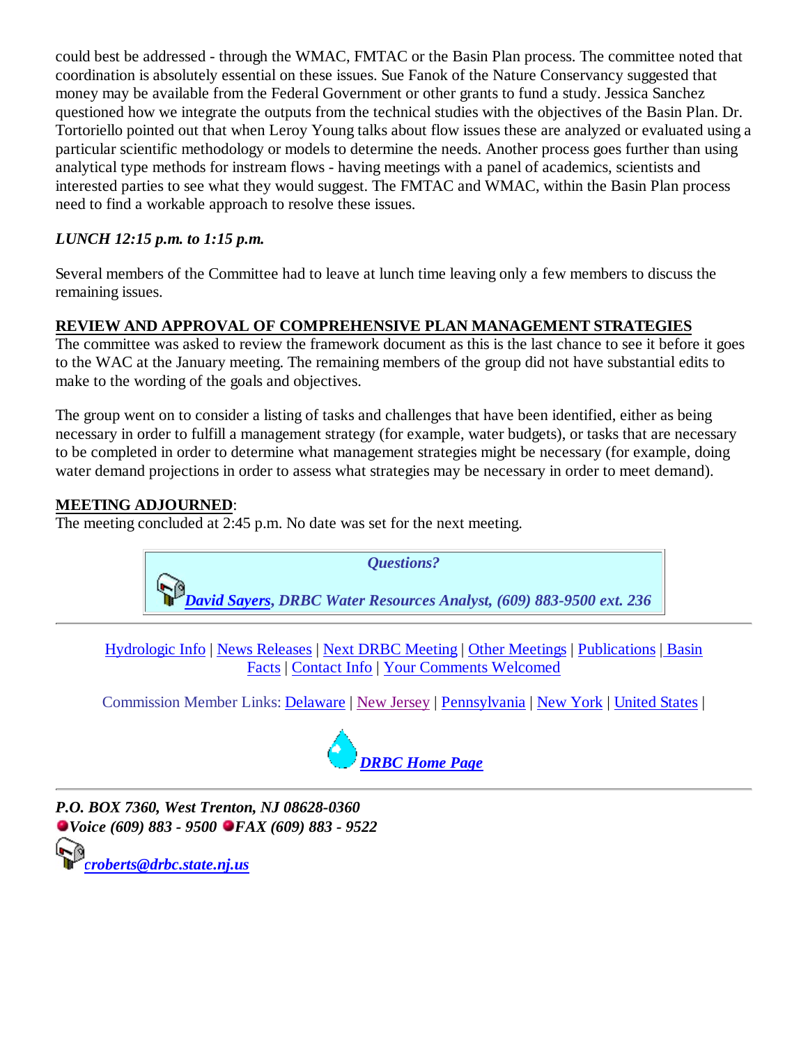could best be addressed - through the WMAC, FMTAC or the Basin Plan process. The committee noted that coordination is absolutely essential on these issues. Sue Fanok of the Nature Conservancy suggested that money may be available from the Federal Government or other grants to fund a study. Jessica Sanchez questioned how we integrate the outputs from the technical studies with the objectives of the Basin Plan. Dr. Tortoriello pointed out that when Leroy Young talks about flow issues these are analyzed or evaluated using a particular scientific methodology or models to determine the needs. Another process goes further than using analytical type methods for instream flows - having meetings with a panel of academics, scientists and interested parties to see what they would suggest. The FMTAC and WMAC, within the Basin Plan process need to find a workable approach to resolve these issues.

***LUNCH 12:15 p.m. to 1:15 p.m.***

Several members of the Committee had to leave at lunch time leaving only a few members to discuss the remaining issues.

**REVIEW AND APPROVAL OF COMPREHENSIVE PLAN MANAGEMENT STRATEGIES**

The committee was asked to review the framework document as this is the last chance to see it before it goes to the WAC at the January meeting. The remaining members of the group did not have substantial edits to make to the wording of the goals and objectives.

The group went on to consider a listing of tasks and challenges that have been identified, either as being necessary in order to fulfill a management strategy (for example, water budgets), or tasks that are necessary to be completed in order to determine what management strategies might be necessary (for example, doing water demand projections in order to assess what strategies may be necessary in order to meet demand).

**MEETING ADJOURNED**:

The meeting concluded at 2:45 p.m. No date was set for the next meeting.

***Questions?***

***David Sayers, DRBC Water Resources Analyst, (609) 883-9500 ext. 236***

---

Hydrologic Info | News Releases | Next DRBC Meeting | Other Meetings | Publications | Basin Facts | Contact Info | Your Comments Welcomed

Commission Member Links: Delaware | New Jersey | Pennsylvania | New York | United States |

***DRBC Home Page***

---

***P.O. BOX 7360, West Trenton, NJ 08628-0360***

***Voice (609) 883 - 9500 FAX (609) 883 - 9522***

***croberts@drbc.state.nj.us***